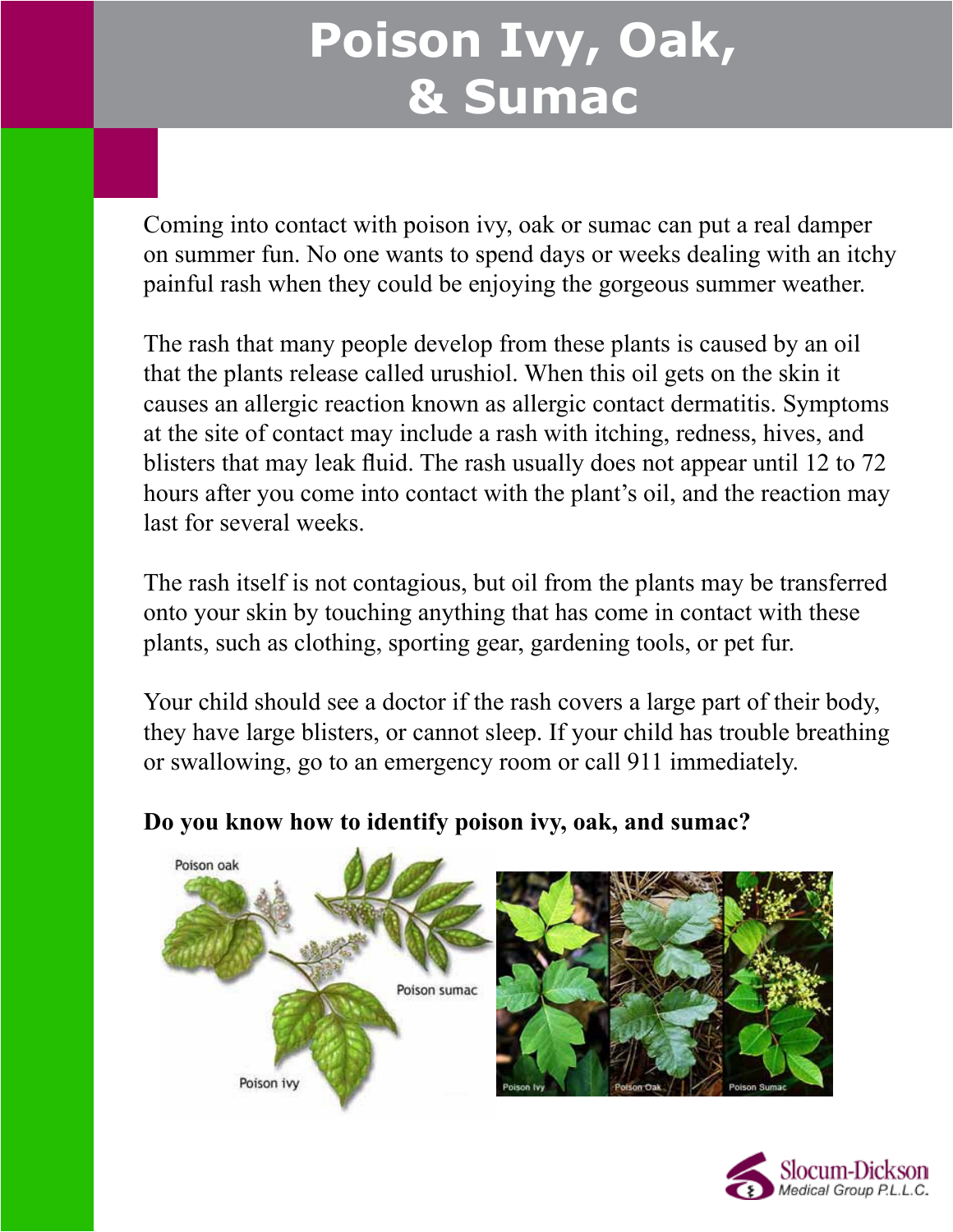# Poison Ivy, Oak, & Sumac

Coming into contact with poison ivy, oak or sumac can put a real damper on summer fun. No one wants to spend days or weeks dealing with an itchy painful rash when they could be enjoying the gorgeous summer weather.

The rash that many people develop from these plants is caused by an oil that the plants release called urushiol. When this oil gets on the skin it causes an allergic reaction known as allergic contact dermatitis. Symptoms at the site of contact may include a rash with itching, redness, hives, and blisters that may leak fluid. The rash usually does not appear until 12 to 72 hours after you come into contact with the plant's oil, and the reaction may last for several weeks.

The rash itself is not contagious, but oil from the plants may be transferred onto your skin by touching anything that has come in contact with these plants, such as clothing, sporting gear, gardening tools, or pet fur.

Your child should see a doctor if the rash covers a large part of their body, they have large blisters, or cannot sleep. If your child has trouble breathing or swallowing, go to an emergency room or call 911 immediately.

**Do you know how to identify poison ivy, oak, and sumac?**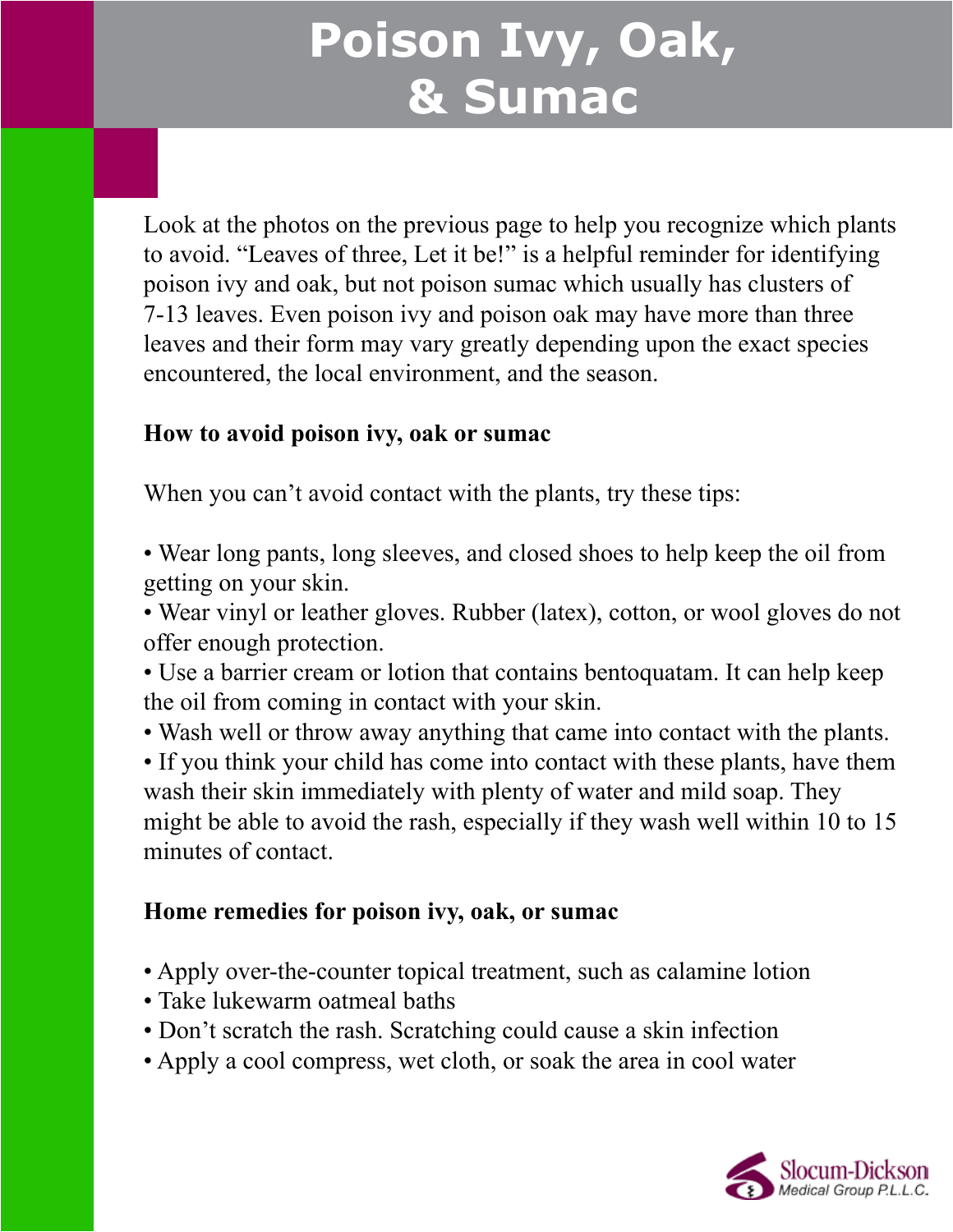# Poison Ivy, Oak, & Sumac

Look at the photos on the previous page to help you recognize which plants to avoid. "Leaves of three, Let it be!" is a helpful reminder for identifying poison ivy and oak, but not poison sumac which usually has clusters of 7-13 leaves. Even poison ivy and poison oak may have more than three leaves and their form may vary greatly depending upon the exact species encountered, the local environment, and the season.

**How to avoid poison ivy, oak or sumac**

When you can't avoid contact with the plants, try these tips:

- Wear long pants, long sleeves, and closed shoes to help keep the oil from getting on your skin.
- Wear vinyl or leather gloves. Rubber (latex), cotton, or wool gloves do not offer enough protection.
- Use a barrier cream or lotion that contains bentoquatam. It can help keep the oil from coming in contact with your skin.
- Wash well or throw away anything that came into contact with the plants.
- If you think your child has come into contact with these plants, have them wash their skin immediately with plenty of water and mild soap. They might be able to avoid the rash, especially if they wash well within 10 to 15 minutes of contact.

**Home remedies for poison ivy, oak, or sumac**

- Apply over-the-counter topical treatment, such as calamine lotion
- Take lukewarm oatmeal baths
- Don't scratch the rash. Scratching could cause a skin infection
- Apply a cool compress, wet cloth, or soak the area in cool water

Slocum-Dickson Medical Group P.L.L.C.